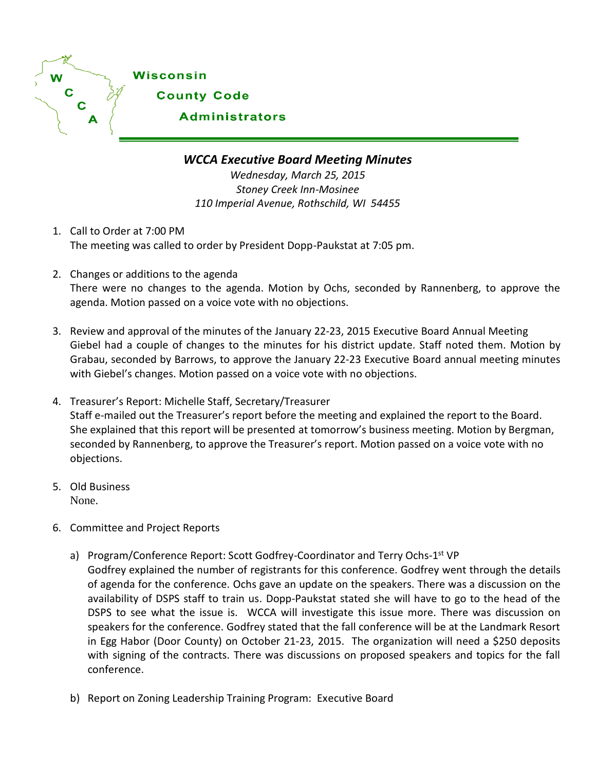Wisconsin

County Code

Administrators

## *WCCA Executive Board Meeting Minutes*

*Wednesday, March 25, 2015*
*Stoney Creek Inn-Mosinee*
*110 Imperial Avenue, Rothschild, WI 54455*

1. Call to Order at 7:00 PM
   The meeting was called to order by President Dopp-Paukstat at 7:05 pm.

2. Changes or additions to the agenda
   There were no changes to the agenda. Motion by Ochs, seconded by Rannenberg, to approve the agenda. Motion passed on a voice vote with no objections.

3. Review and approval of the minutes of the January 22-23, 2015 Executive Board Annual Meeting
   Giebel had a couple of changes to the minutes for his district update. Staff noted them. Motion by Grabau, seconded by Barrows, to approve the January 22-23 Executive Board annual meeting minutes with Giebel's changes. Motion passed on a voice vote with no objections.

4. Treasurer's Report: Michelle Staff, Secretary/Treasurer
   Staff e-mailed out the Treasurer's report before the meeting and explained the report to the Board. She explained that this report will be presented at tomorrow's business meeting. Motion by Bergman, seconded by Rannenberg, to approve the Treasurer's report. Motion passed on a voice vote with no objections.

5. Old Business
   None.

6. Committee and Project Reports

   a) Program/Conference Report: Scott Godfrey-Coordinator and Terry Ochs-1st VP
      Godfrey explained the number of registrants for this conference. Godfrey went through the details of agenda for the conference. Ochs gave an update on the speakers. There was a discussion on the availability of DSPS staff to train us. Dopp-Paukstat stated she will have to go to the head of the DSPS to see what the issue is. WCCA will investigate this issue more. There was discussion on speakers for the conference. Godfrey stated that the fall conference will be at the Landmark Resort in Egg Habor (Door County) on October 21-23, 2015. The organization will need a $250 deposits with signing of the contracts. There was discussions on proposed speakers and topics for the fall conference.

   b) Report on Zoning Leadership Training Program: Executive Board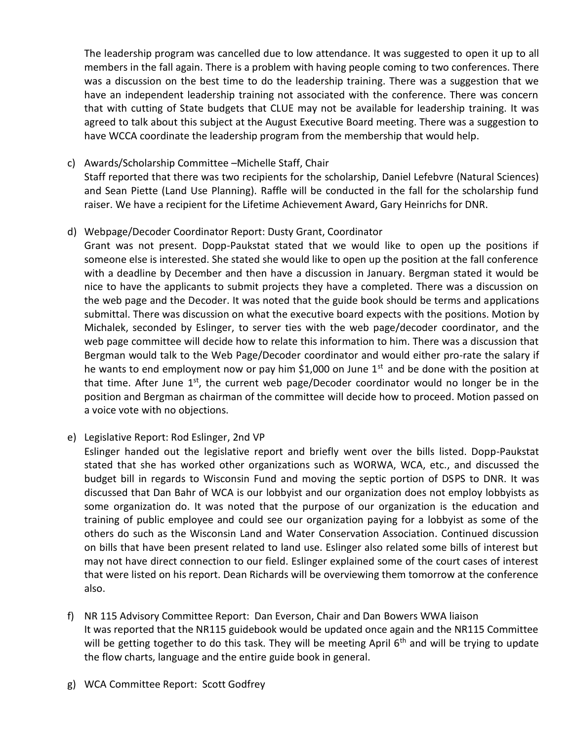The leadership program was cancelled due to low attendance. It was suggested to open it up to all members in the fall again. There is a problem with having people coming to two conferences. There was a discussion on the best time to do the leadership training. There was a suggestion that we have an independent leadership training not associated with the conference. There was concern that with cutting of State budgets that CLUE may not be available for leadership training. It was agreed to talk about this subject at the August Executive Board meeting. There was a suggestion to have WCCA coordinate the leadership program from the membership that would help.

c) Awards/Scholarship Committee –Michelle Staff, Chair
Staff reported that there was two recipients for the scholarship, Daniel Lefebvre (Natural Sciences) and Sean Piette (Land Use Planning). Raffle will be conducted in the fall for the scholarship fund raiser. We have a recipient for the Lifetime Achievement Award, Gary Heinrichs for DNR.

d) Webpage/Decoder Coordinator Report: Dusty Grant, Coordinator
Grant was not present. Dopp-Paukstat stated that we would like to open up the positions if someone else is interested. She stated she would like to open up the position at the fall conference with a deadline by December and then have a discussion in January. Bergman stated it would be nice to have the applicants to submit projects they have a completed. There was a discussion on the web page and the Decoder. It was noted that the guide book should be terms and applications submittal. There was discussion on what the executive board expects with the positions. Motion by Michalek, seconded by Eslinger, to server ties with the web page/decoder coordinator, and the web page committee will decide how to relate this information to him. There was a discussion that Bergman would talk to the Web Page/Decoder coordinator and would either pro-rate the salary if he wants to end employment now or pay him $1,000 on June 1st and be done with the position at that time. After June 1st, the current web page/Decoder coordinator would no longer be in the position and Bergman as chairman of the committee will decide how to proceed. Motion passed on a voice vote with no objections.

e) Legislative Report: Rod Eslinger, 2nd VP
Eslinger handed out the legislative report and briefly went over the bills listed. Dopp-Paukstat stated that she has worked other organizations such as WORWA, WCA, etc., and discussed the budget bill in regards to Wisconsin Fund and moving the septic portion of DSPS to DNR. It was discussed that Dan Bahr of WCA is our lobbyist and our organization does not employ lobbyists as some organization do. It was noted that the purpose of our organization is the education and training of public employee and could see our organization paying for a lobbyist as some of the others do such as the Wisconsin Land and Water Conservation Association. Continued discussion on bills that have been present related to land use. Eslinger also related some bills of interest but may not have direct connection to our field. Eslinger explained some of the court cases of interest that were listed on his report. Dean Richards will be overviewing them tomorrow at the conference also.

f) NR 115 Advisory Committee Report: Dan Everson, Chair and Dan Bowers WWA liaison
It was reported that the NR115 guidebook would be updated once again and the NR115 Committee will be getting together to do this task. They will be meeting April 6th and will be trying to update the flow charts, language and the entire guide book in general.

g) WCA Committee Report: Scott Godfrey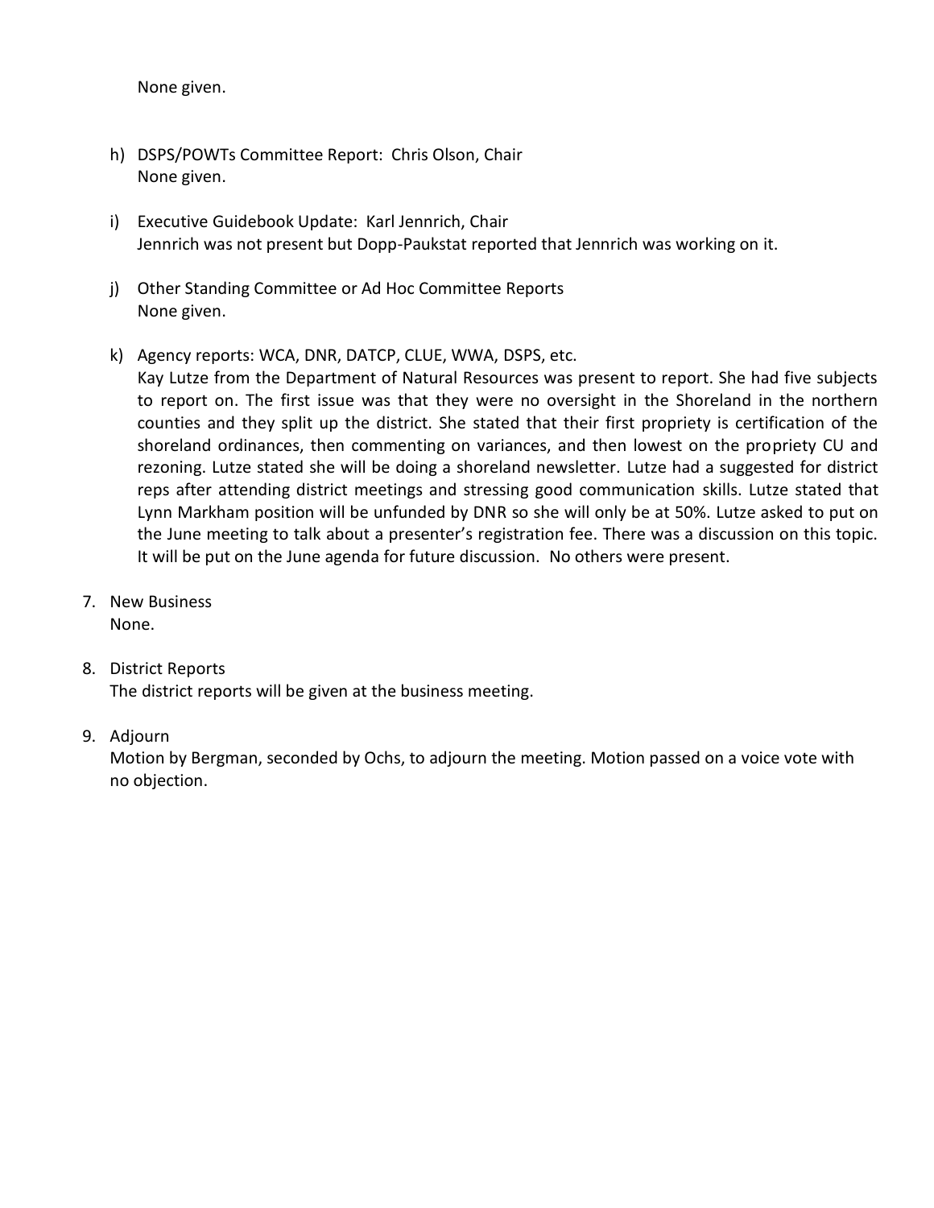None given.

h) DSPS/POWTs Committee Report: Chris Olson, Chair
None given.

i) Executive Guidebook Update: Karl Jennrich, Chair
Jennrich was not present but Dopp-Paukstat reported that Jennrich was working on it.

j) Other Standing Committee or Ad Hoc Committee Reports
None given.

k) Agency reports: WCA, DNR, DATCP, CLUE, WWA, DSPS, etc.
Kay Lutze from the Department of Natural Resources was present to report. She had five subjects to report on. The first issue was that they were no oversight in the Shoreland in the northern counties and they split up the district. She stated that their first propriety is certification of the shoreland ordinances, then commenting on variances, and then lowest on the propriety CU and rezoning. Lutze stated she will be doing a shoreland newsletter. Lutze had a suggested for district reps after attending district meetings and stressing good communication skills. Lutze stated that Lynn Markham position will be unfunded by DNR so she will only be at 50%. Lutze asked to put on the June meeting to talk about a presenter's registration fee. There was a discussion on this topic. It will be put on the June agenda for future discussion. No others were present.

7. New Business
None.

8. District Reports
The district reports will be given at the business meeting.

9. Adjourn
Motion by Bergman, seconded by Ochs, to adjourn the meeting. Motion passed on a voice vote with no objection.